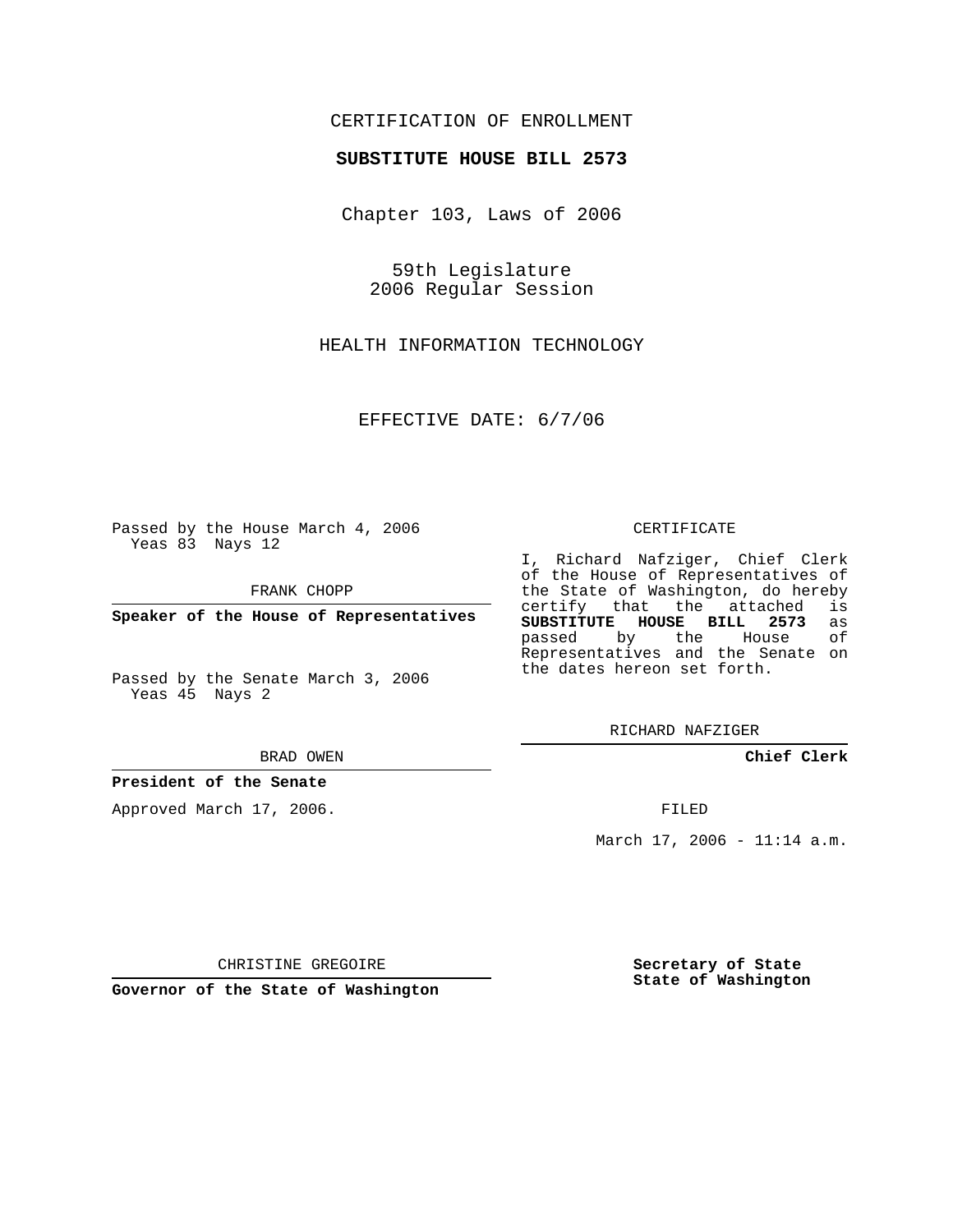CERTIFICATION OF ENROLLMENT

**SUBSTITUTE HOUSE BILL 2573**

Chapter 103, Laws of 2006

59th Legislature
2006 Regular Session

HEALTH INFORMATION TECHNOLOGY

EFFECTIVE DATE: 6/7/06

Passed by the House March 4, 2006
Yeas 83 Nays 12

FRANK CHOPP

**Speaker of the House of Representatives**

Passed by the Senate March 3, 2006
Yeas 45 Nays 2

BRAD OWEN

**President of the Senate**

Approved March 17, 2006.

CHRISTINE GREGOIRE

**Governor of the State of Washington**

CERTIFICATE

I, Richard Nafziger, Chief Clerk of the House of Representatives of the State of Washington, do hereby certify that the attached is **SUBSTITUTE HOUSE BILL 2573** as passed by the House of Representatives and the Senate on the dates hereon set forth.

RICHARD NAFZIGER

**Chief Clerk**

FILED

March 17, 2006 - 11:14 a.m.

**Secretary of State**
**State of Washington**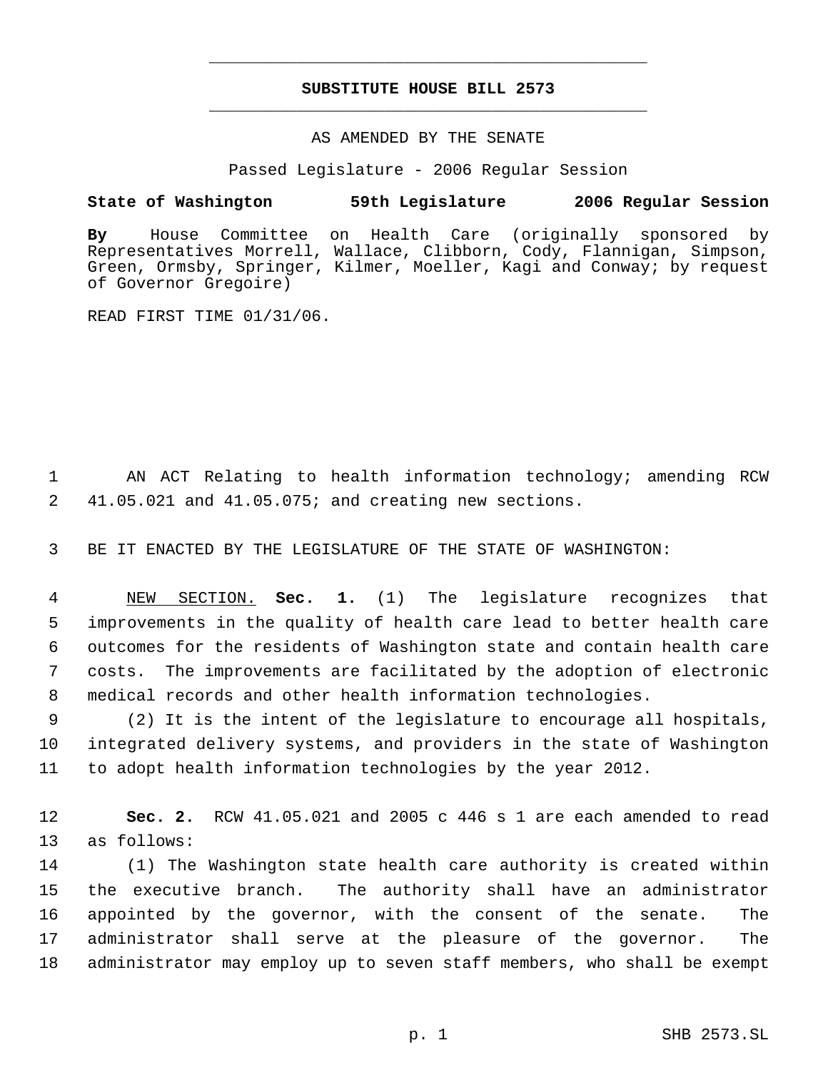# SUBSTITUTE HOUSE BILL 2573

AS AMENDED BY THE SENATE

Passed Legislature - 2006 Regular Session

**State of Washington 59th Legislature 2006 Regular Session**

**By** House Committee on Health Care (originally sponsored by Representatives Morrell, Wallace, Clibborn, Cody, Flannigan, Simpson, Green, Ormsby, Springer, Kilmer, Moeller, Kagi and Conway; by request of Governor Gregoire)

READ FIRST TIME 01/31/06.

AN ACT Relating to health information technology; amending RCW 41.05.021 and 41.05.075; and creating new sections.

BE IT ENACTED BY THE LEGISLATURE OF THE STATE OF WASHINGTON:

NEW SECTION. **Sec. 1.** (1) The legislature recognizes that improvements in the quality of health care lead to better health care outcomes for the residents of Washington state and contain health care costs. The improvements are facilitated by the adoption of electronic medical records and other health information technologies.

(2) It is the intent of the legislature to encourage all hospitals, integrated delivery systems, and providers in the state of Washington to adopt health information technologies by the year 2012.

**Sec. 2.** RCW 41.05.021 and 2005 c 446 s 1 are each amended to read as follows:

(1) The Washington state health care authority is created within the executive branch. The authority shall have an administrator appointed by the governor, with the consent of the senate. The administrator shall serve at the pleasure of the governor. The administrator may employ up to seven staff members, who shall be exempt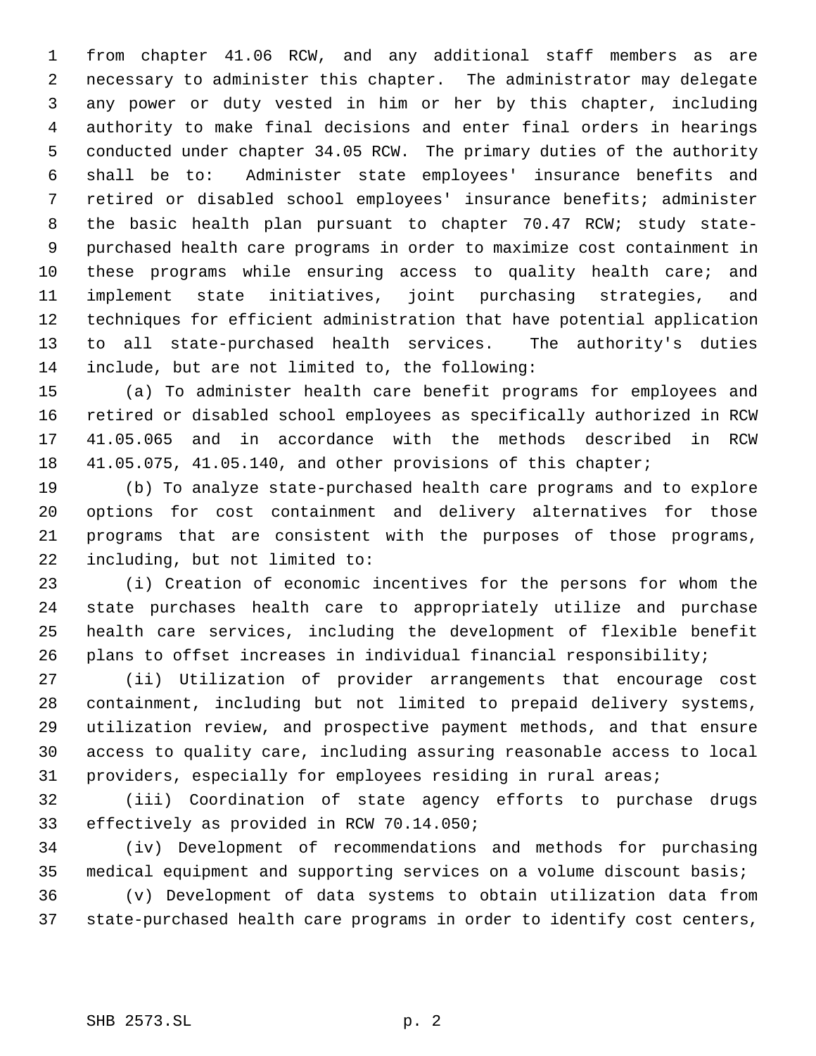from chapter 41.06 RCW, and any additional staff members as are necessary to administer this chapter. The administrator may delegate any power or duty vested in him or her by this chapter, including authority to make final decisions and enter final orders in hearings conducted under chapter 34.05 RCW. The primary duties of the authority shall be to: Administer state employees' insurance benefits and retired or disabled school employees' insurance benefits; administer the basic health plan pursuant to chapter 70.47 RCW; study state-purchased health care programs in order to maximize cost containment in these programs while ensuring access to quality health care; and implement state initiatives, joint purchasing strategies, and techniques for efficient administration that have potential application to all state-purchased health services. The authority's duties include, but are not limited to, the following:

(a) To administer health care benefit programs for employees and retired or disabled school employees as specifically authorized in RCW 41.05.065 and in accordance with the methods described in RCW 41.05.075, 41.05.140, and other provisions of this chapter;

(b) To analyze state-purchased health care programs and to explore options for cost containment and delivery alternatives for those programs that are consistent with the purposes of those programs, including, but not limited to:

(i) Creation of economic incentives for the persons for whom the state purchases health care to appropriately utilize and purchase health care services, including the development of flexible benefit plans to offset increases in individual financial responsibility;

(ii) Utilization of provider arrangements that encourage cost containment, including but not limited to prepaid delivery systems, utilization review, and prospective payment methods, and that ensure access to quality care, including assuring reasonable access to local providers, especially for employees residing in rural areas;

(iii) Coordination of state agency efforts to purchase drugs effectively as provided in RCW 70.14.050;

(iv) Development of recommendations and methods for purchasing medical equipment and supporting services on a volume discount basis;

(v) Development of data systems to obtain utilization data from state-purchased health care programs in order to identify cost centers,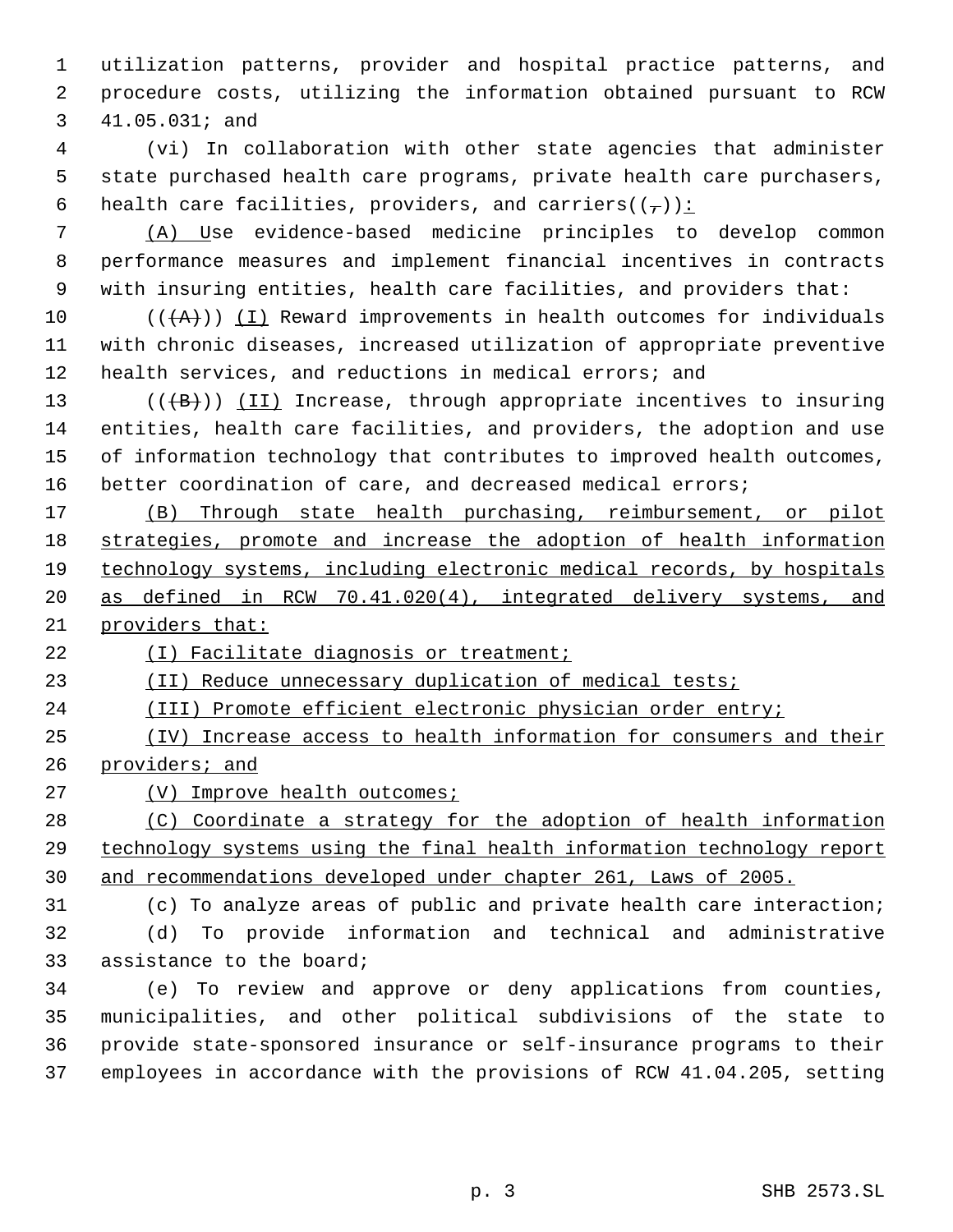utilization patterns, provider and hospital practice patterns, and procedure costs, utilizing the information obtained pursuant to RCW 41.05.031; and

(vi) In collaboration with other state agencies that administer state purchased health care programs, private health care purchasers, health care facilities, providers, and carriers((,)):

(A) Use evidence-based medicine principles to develop common performance measures and implement financial incentives in contracts with insuring entities, health care facilities, and providers that:

(((A))) (I) Reward improvements in health outcomes for individuals with chronic diseases, increased utilization of appropriate preventive health services, and reductions in medical errors; and

(((B))) (II) Increase, through appropriate incentives to insuring entities, health care facilities, and providers, the adoption and use of information technology that contributes to improved health outcomes, better coordination of care, and decreased medical errors;

(B) Through state health purchasing, reimbursement, or pilot strategies, promote and increase the adoption of health information technology systems, including electronic medical records, by hospitals as defined in RCW 70.41.020(4), integrated delivery systems, and providers that:

(I) Facilitate diagnosis or treatment;

(II) Reduce unnecessary duplication of medical tests;

(III) Promote efficient electronic physician order entry;

(IV) Increase access to health information for consumers and their providers; and

(V) Improve health outcomes;

(C) Coordinate a strategy for the adoption of health information technology systems using the final health information technology report and recommendations developed under chapter 261, Laws of 2005.

(c) To analyze areas of public and private health care interaction;

(d) To provide information and technical and administrative assistance to the board;

(e) To review and approve or deny applications from counties, municipalities, and other political subdivisions of the state to provide state-sponsored insurance or self-insurance programs to their employees in accordance with the provisions of RCW 41.04.205, setting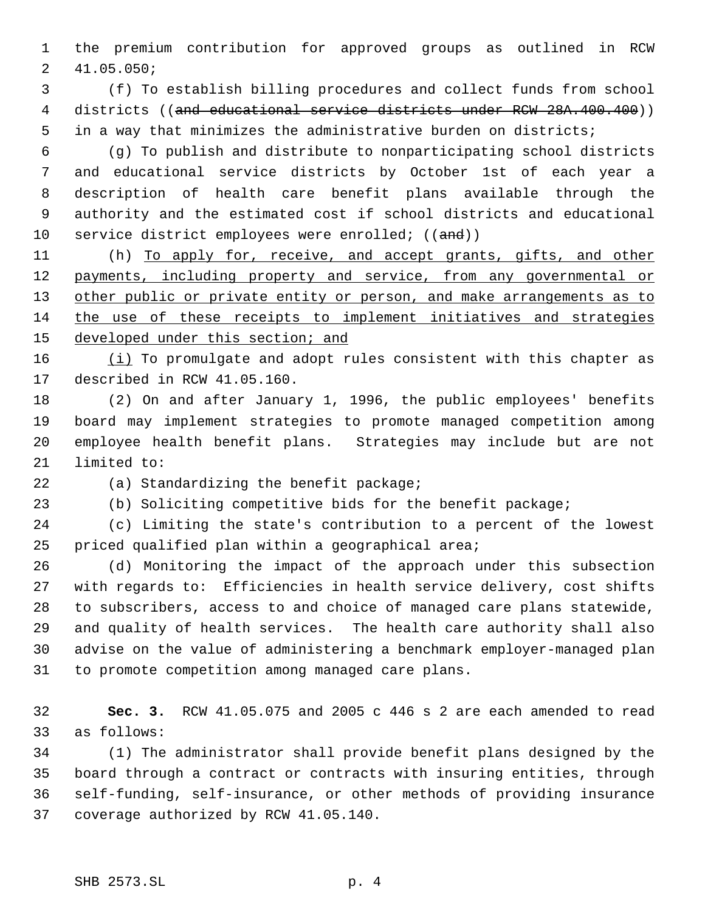the premium contribution for approved groups as outlined in RCW 41.05.050;

(f) To establish billing procedures and collect funds from school districts ((~~and educational service districts under RCW 28A.400.400~~)) in a way that minimizes the administrative burden on districts;

(g) To publish and distribute to nonparticipating school districts and educational service districts by October 1st of each year a description of health care benefit plans available through the authority and the estimated cost if school districts and educational service district employees were enrolled; ((~~and~~))

(h) <u>To apply for, receive, and accept grants, gifts, and other payments, including property and service, from any governmental or other public or private entity or person, and make arrangements as to the use of these receipts to implement initiatives and strategies developed under this section; and</u>

<u>(i)</u> To promulgate and adopt rules consistent with this chapter as described in RCW 41.05.160.

(2) On and after January 1, 1996, the public employees' benefits board may implement strategies to promote managed competition among employee health benefit plans. Strategies may include but are not limited to:

(a) Standardizing the benefit package;

(b) Soliciting competitive bids for the benefit package;

(c) Limiting the state's contribution to a percent of the lowest priced qualified plan within a geographical area;

(d) Monitoring the impact of the approach under this subsection with regards to: Efficiencies in health service delivery, cost shifts to subscribers, access to and choice of managed care plans statewide, and quality of health services. The health care authority shall also advise on the value of administering a benchmark employer-managed plan to promote competition among managed care plans.

**Sec. 3.** RCW 41.05.075 and 2005 c 446 s 2 are each amended to read as follows:

(1) The administrator shall provide benefit plans designed by the board through a contract or contracts with insuring entities, through self-funding, self-insurance, or other methods of providing insurance coverage authorized by RCW 41.05.140.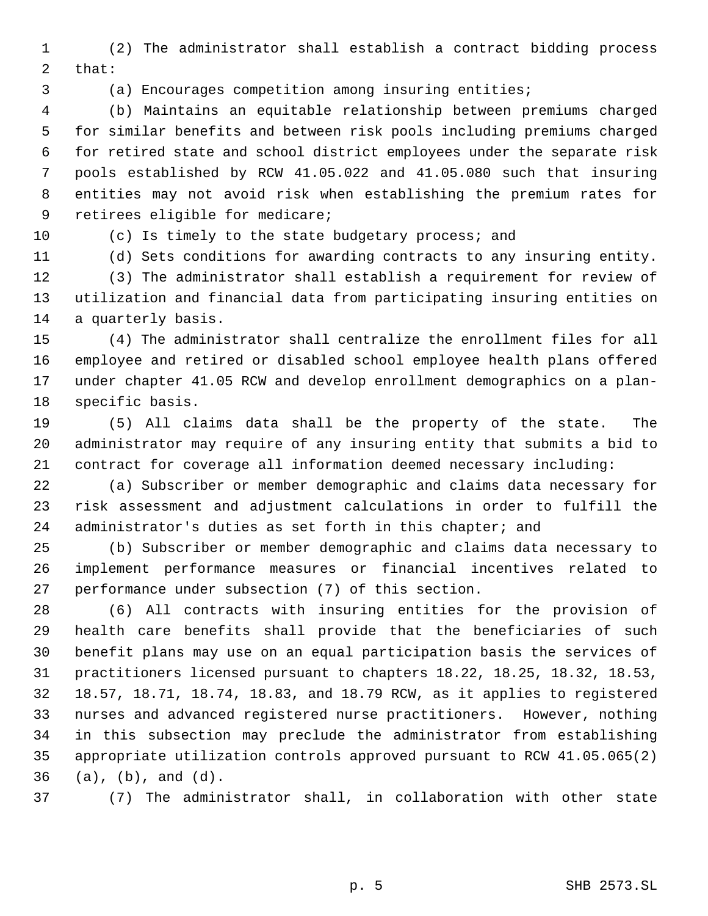(2) The administrator shall establish a contract bidding process that:

(a) Encourages competition among insuring entities;

(b) Maintains an equitable relationship between premiums charged for similar benefits and between risk pools including premiums charged for retired state and school district employees under the separate risk pools established by RCW 41.05.022 and 41.05.080 such that insuring entities may not avoid risk when establishing the premium rates for retirees eligible for medicare;

(c) Is timely to the state budgetary process; and

(d) Sets conditions for awarding contracts to any insuring entity.

(3) The administrator shall establish a requirement for review of utilization and financial data from participating insuring entities on a quarterly basis.

(4) The administrator shall centralize the enrollment files for all employee and retired or disabled school employee health plans offered under chapter 41.05 RCW and develop enrollment demographics on a plan-specific basis.

(5) All claims data shall be the property of the state. The administrator may require of any insuring entity that submits a bid to contract for coverage all information deemed necessary including:

(a) Subscriber or member demographic and claims data necessary for risk assessment and adjustment calculations in order to fulfill the administrator's duties as set forth in this chapter; and

(b) Subscriber or member demographic and claims data necessary to implement performance measures or financial incentives related to performance under subsection (7) of this section.

(6) All contracts with insuring entities for the provision of health care benefits shall provide that the beneficiaries of such benefit plans may use on an equal participation basis the services of practitioners licensed pursuant to chapters 18.22, 18.25, 18.32, 18.53, 18.57, 18.71, 18.74, 18.83, and 18.79 RCW, as it applies to registered nurses and advanced registered nurse practitioners. However, nothing in this subsection may preclude the administrator from establishing appropriate utilization controls approved pursuant to RCW 41.05.065(2) (a), (b), and (d).

(7) The administrator shall, in collaboration with other state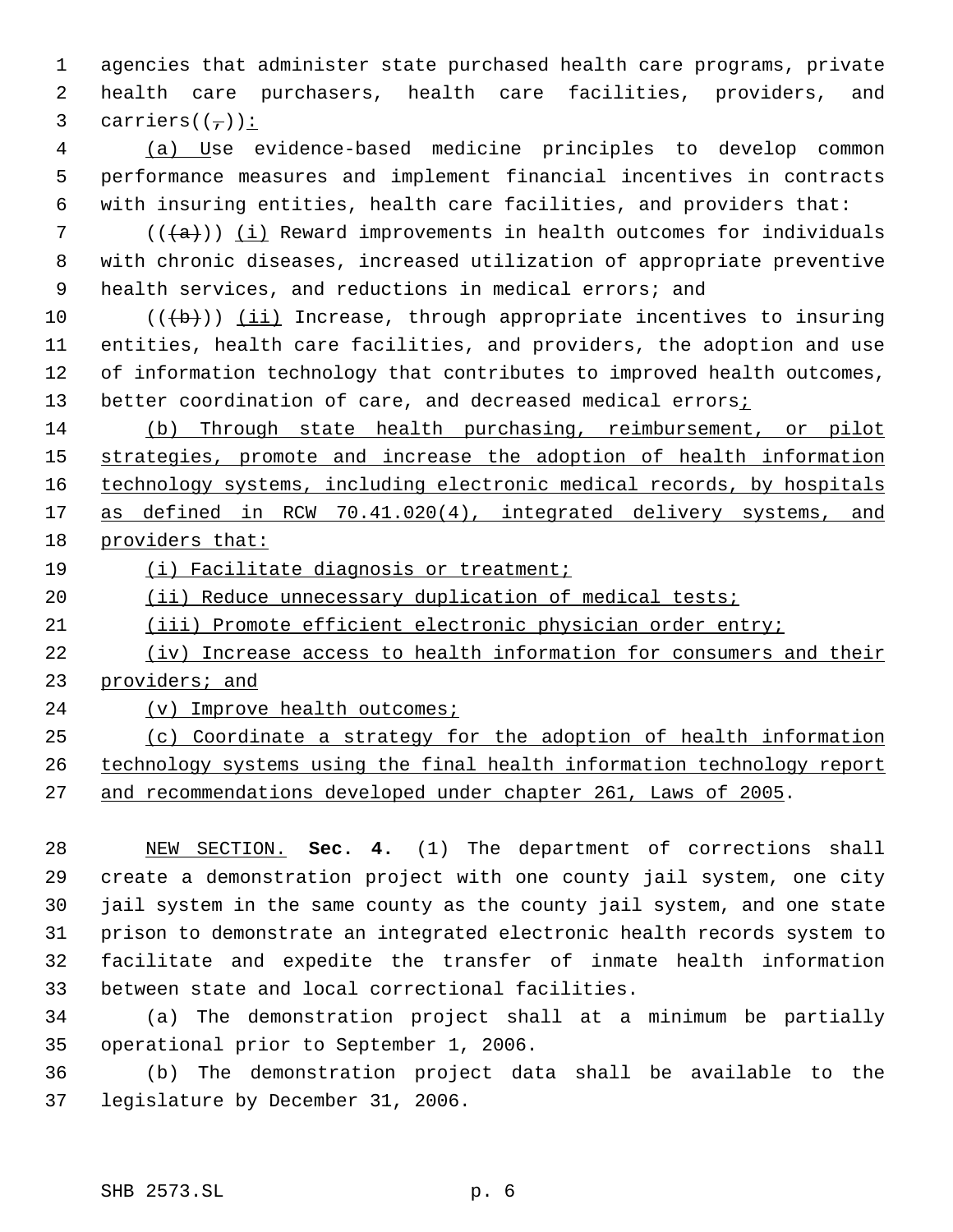agencies that administer state purchased health care programs, private health care purchasers, health care facilities, providers, and carriers((,)):

(a) Use evidence-based medicine principles to develop common performance measures and implement financial incentives in contracts with insuring entities, health care facilities, and providers that:

(((a))) (i) Reward improvements in health outcomes for individuals with chronic diseases, increased utilization of appropriate preventive health services, and reductions in medical errors; and

(((b))) (ii) Increase, through appropriate incentives to insuring entities, health care facilities, and providers, the adoption and use of information technology that contributes to improved health outcomes, better coordination of care, and decreased medical errors;

(b) Through state health purchasing, reimbursement, or pilot strategies, promote and increase the adoption of health information technology systems, including electronic medical records, by hospitals as defined in RCW 70.41.020(4), integrated delivery systems, and providers that:

(i) Facilitate diagnosis or treatment;

(ii) Reduce unnecessary duplication of medical tests;

(iii) Promote efficient electronic physician order entry;

(iv) Increase access to health information for consumers and their providers; and

(v) Improve health outcomes;

(c) Coordinate a strategy for the adoption of health information technology systems using the final health information technology report and recommendations developed under chapter 261, Laws of 2005.

NEW SECTION. **Sec. 4.** (1) The department of corrections shall create a demonstration project with one county jail system, one city jail system in the same county as the county jail system, and one state prison to demonstrate an integrated electronic health records system to facilitate and expedite the transfer of inmate health information between state and local correctional facilities.

(a) The demonstration project shall at a minimum be partially operational prior to September 1, 2006.

(b) The demonstration project data shall be available to the legislature by December 31, 2006.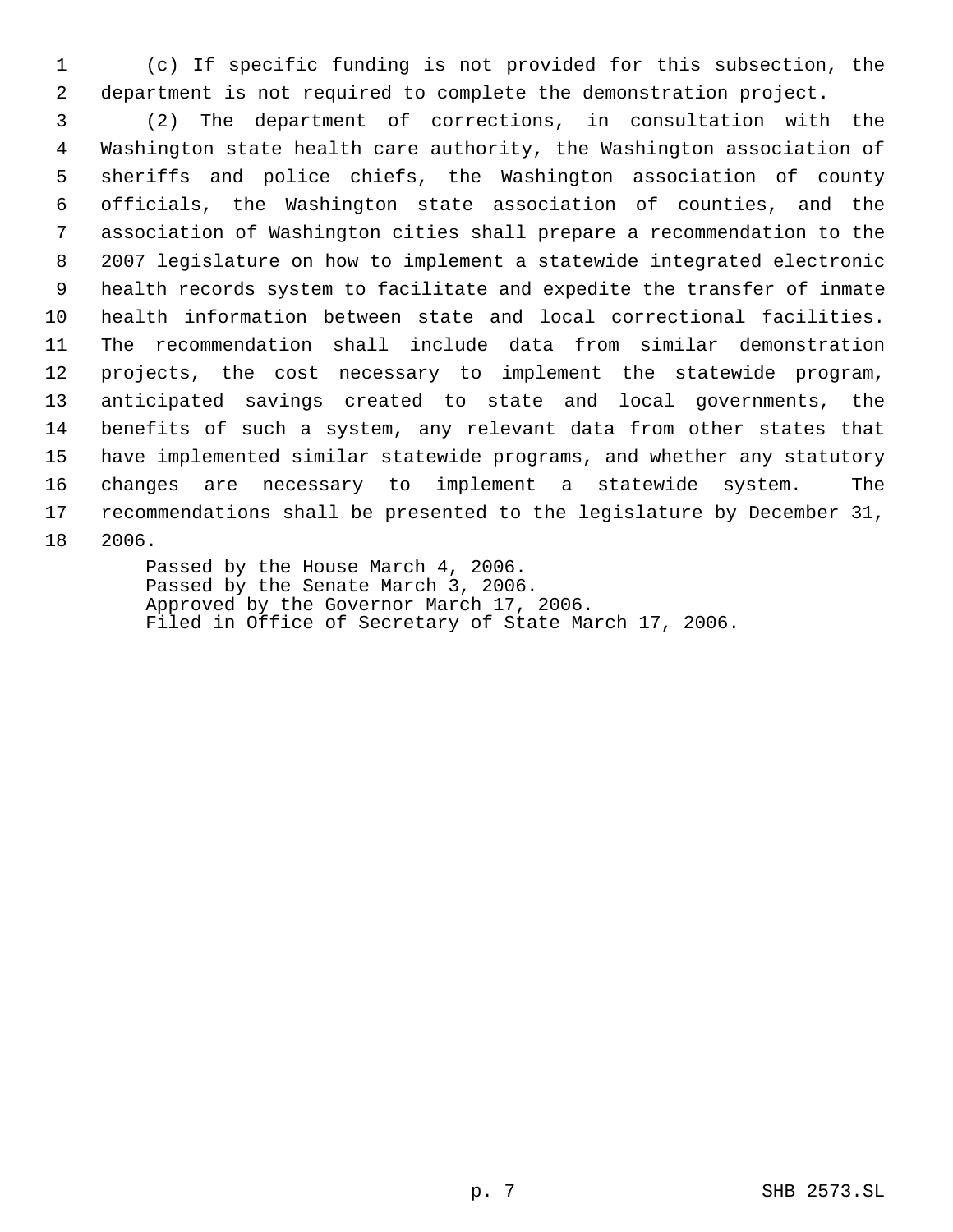(c) If specific funding is not provided for this subsection, the department is not required to complete the demonstration project.

(2) The department of corrections, in consultation with the Washington state health care authority, the Washington association of sheriffs and police chiefs, the Washington association of county officials, the Washington state association of counties, and the association of Washington cities shall prepare a recommendation to the 2007 legislature on how to implement a statewide integrated electronic health records system to facilitate and expedite the transfer of inmate health information between state and local correctional facilities. The recommendation shall include data from similar demonstration projects, the cost necessary to implement the statewide program, anticipated savings created to state and local governments, the benefits of such a system, any relevant data from other states that have implemented similar statewide programs, and whether any statutory changes are necessary to implement a statewide system. The recommendations shall be presented to the legislature by December 31, 2006.

Passed by the House March 4, 2006.
Passed by the Senate March 3, 2006.
Approved by the Governor March 17, 2006.
Filed in Office of Secretary of State March 17, 2006.